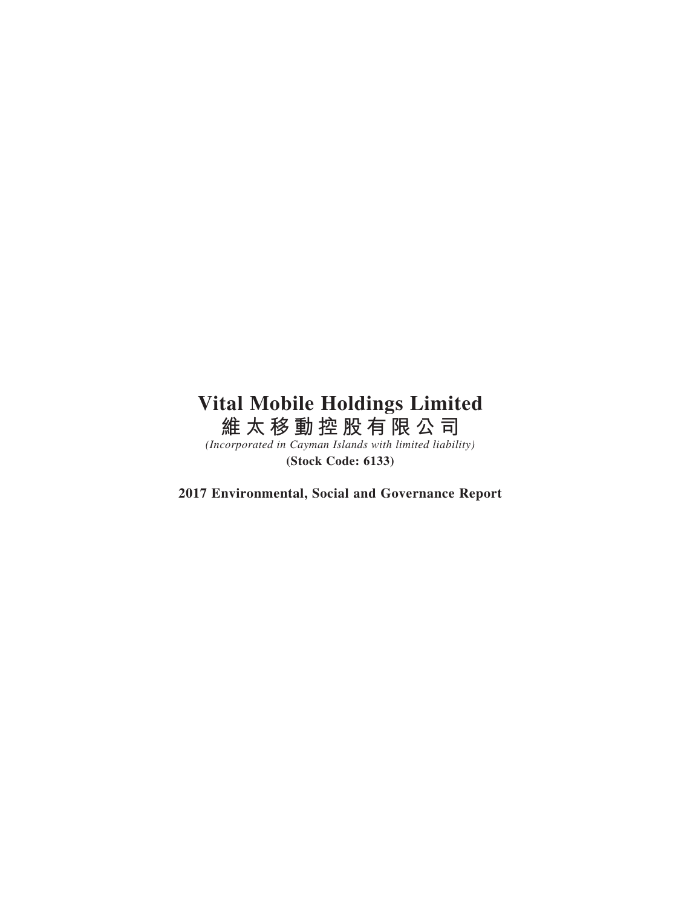# Vital Mobile Holdings Limited

# 維太移動控股有限公司

*(Incorporated in Cayman Islands with limited liability)*

**(Stock Code: 6133)**

**2017 Environmental, Social and Governance Report**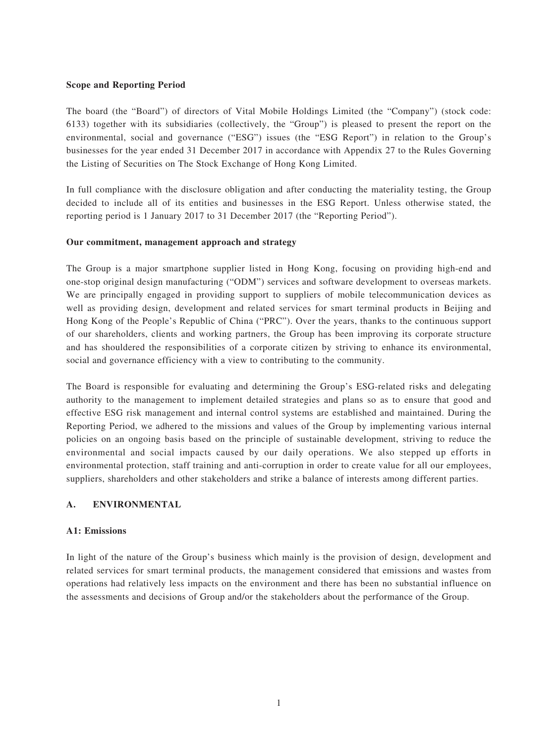**Scope and Reporting Period**

The board (the "Board") of directors of Vital Mobile Holdings Limited (the "Company") (stock code: 6133) together with its subsidiaries (collectively, the "Group") is pleased to present the report on the environmental, social and governance ("ESG") issues (the "ESG Report") in relation to the Group's businesses for the year ended 31 December 2017 in accordance with Appendix 27 to the Rules Governing the Listing of Securities on The Stock Exchange of Hong Kong Limited.

In full compliance with the disclosure obligation and after conducting the materiality testing, the Group decided to include all of its entities and businesses in the ESG Report. Unless otherwise stated, the reporting period is 1 January 2017 to 31 December 2017 (the "Reporting Period").

**Our commitment, management approach and strategy**

The Group is a major smartphone supplier listed in Hong Kong, focusing on providing high-end and one-stop original design manufacturing ("ODM") services and software development to overseas markets. We are principally engaged in providing support to suppliers of mobile telecommunication devices as well as providing design, development and related services for smart terminal products in Beijing and Hong Kong of the People's Republic of China ("PRC"). Over the years, thanks to the continuous support of our shareholders, clients and working partners, the Group has been improving its corporate structure and has shouldered the responsibilities of a corporate citizen by striving to enhance its environmental, social and governance efficiency with a view to contributing to the community.

The Board is responsible for evaluating and determining the Group's ESG-related risks and delegating authority to the management to implement detailed strategies and plans so as to ensure that good and effective ESG risk management and internal control systems are established and maintained. During the Reporting Period, we adhered to the missions and values of the Group by implementing various internal policies on an ongoing basis based on the principle of sustainable development, striving to reduce the environmental and social impacts caused by our daily operations. We also stepped up efforts in environmental protection, staff training and anti-corruption in order to create value for all our employees, suppliers, shareholders and other stakeholders and strike a balance of interests among different parties.

## A. ENVIRONMENTAL

### A1: Emissions

In light of the nature of the Group's business which mainly is the provision of design, development and related services for smart terminal products, the management considered that emissions and wastes from operations had relatively less impacts on the environment and there has been no substantial influence on the assessments and decisions of Group and/or the stakeholders about the performance of the Group.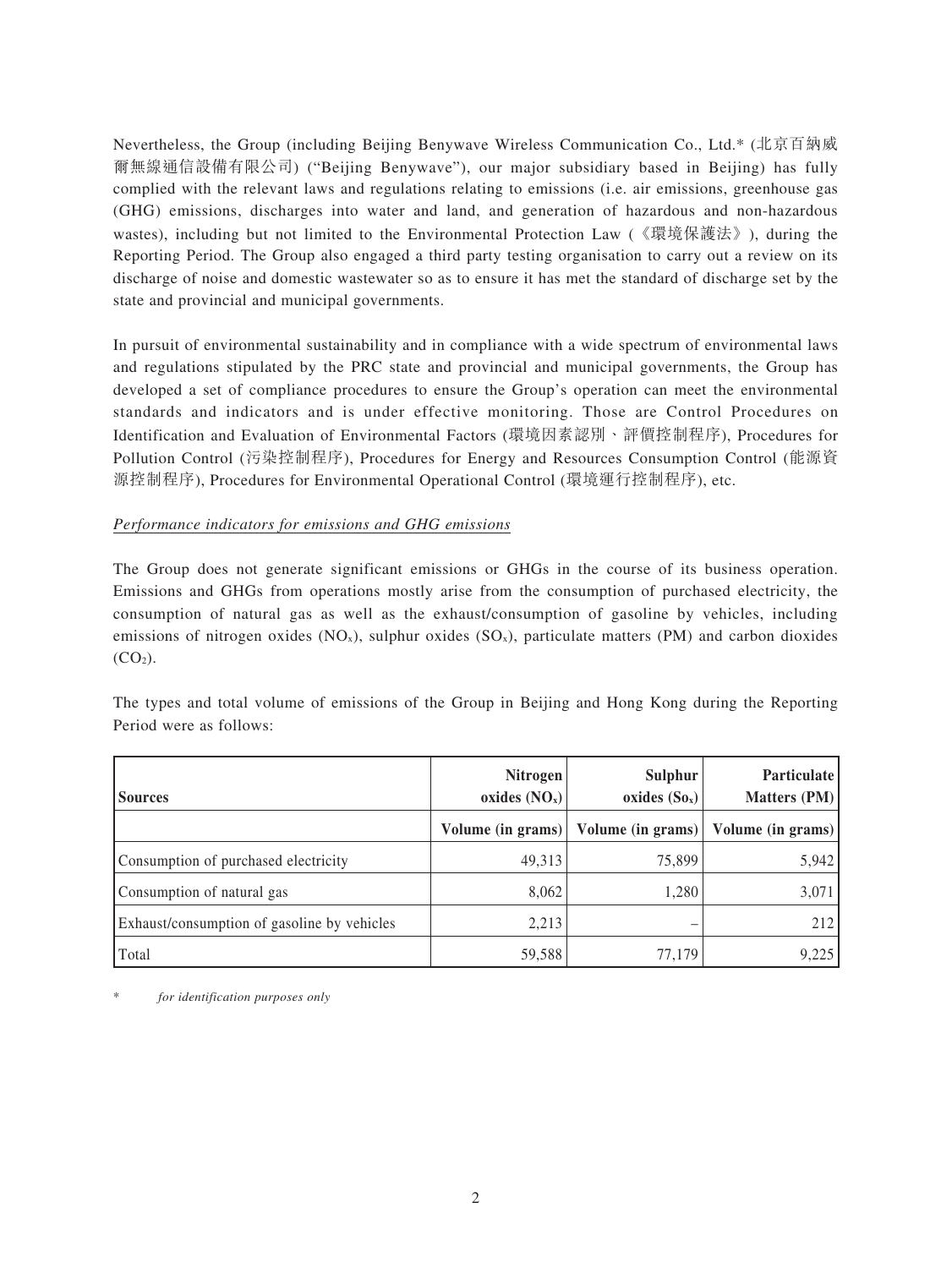Nevertheless, the Group (including Beijing Benywave Wireless Communication Co., Ltd.* (北京百納威爾無線通信設備有限公司) ("Beijing Benywave"), our major subsidiary based in Beijing) has fully complied with the relevant laws and regulations relating to emissions (i.e. air emissions, greenhouse gas (GHG) emissions, discharges into water and land, and generation of hazardous and non-hazardous wastes), including but not limited to the Environmental Protection Law (《環境保護法》), during the Reporting Period. The Group also engaged a third party testing organisation to carry out a review on its discharge of noise and domestic wastewater so as to ensure it has met the standard of discharge set by the state and provincial and municipal governments.

In pursuit of environmental sustainability and in compliance with a wide spectrum of environmental laws and regulations stipulated by the PRC state and provincial and municipal governments, the Group has developed a set of compliance procedures to ensure the Group's operation can meet the environmental standards and indicators and is under effective monitoring. Those are Control Procedures on Identification and Evaluation of Environmental Factors (環境因素認別、評價控制程序), Procedures for Pollution Control (污染控制程序), Procedures for Energy and Resources Consumption Control (能源資源控制程序), Procedures for Environmental Operational Control (環境運行控制程序), etc.

*Performance indicators for emissions and GHG emissions*

The Group does not generate significant emissions or GHGs in the course of its business operation. Emissions and GHGs from operations mostly arise from the consumption of purchased electricity, the consumption of natural gas as well as the exhaust/consumption of gasoline by vehicles, including emissions of nitrogen oxides ($NO_x$), sulphur oxides ($SO_x$), particulate matters (PM) and carbon dioxides ($CO_2$).

The types and total volume of emissions of the Group in Beijing and Hong Kong during the Reporting Period were as follows:

| **Sources** | **Nitrogen oxides ($NO_x$)** | **Sulphur oxides ($So_x$)** | **Particulate Matters (PM)** |
|---|---|---|---|
| | **Volume (in grams)** | **Volume (in grams)** | **Volume (in grams)** |
| Consumption of purchased electricity | 49,313 | 75,899 | 5,942 |
| Consumption of natural gas | 8,062 | 1,280 | 3,071 |
| Exhaust/consumption of gasoline by vehicles | 2,213 | – | 212 |
| Total | 59,588 | 77,179 | 9,225 |

\* *for identification purposes only*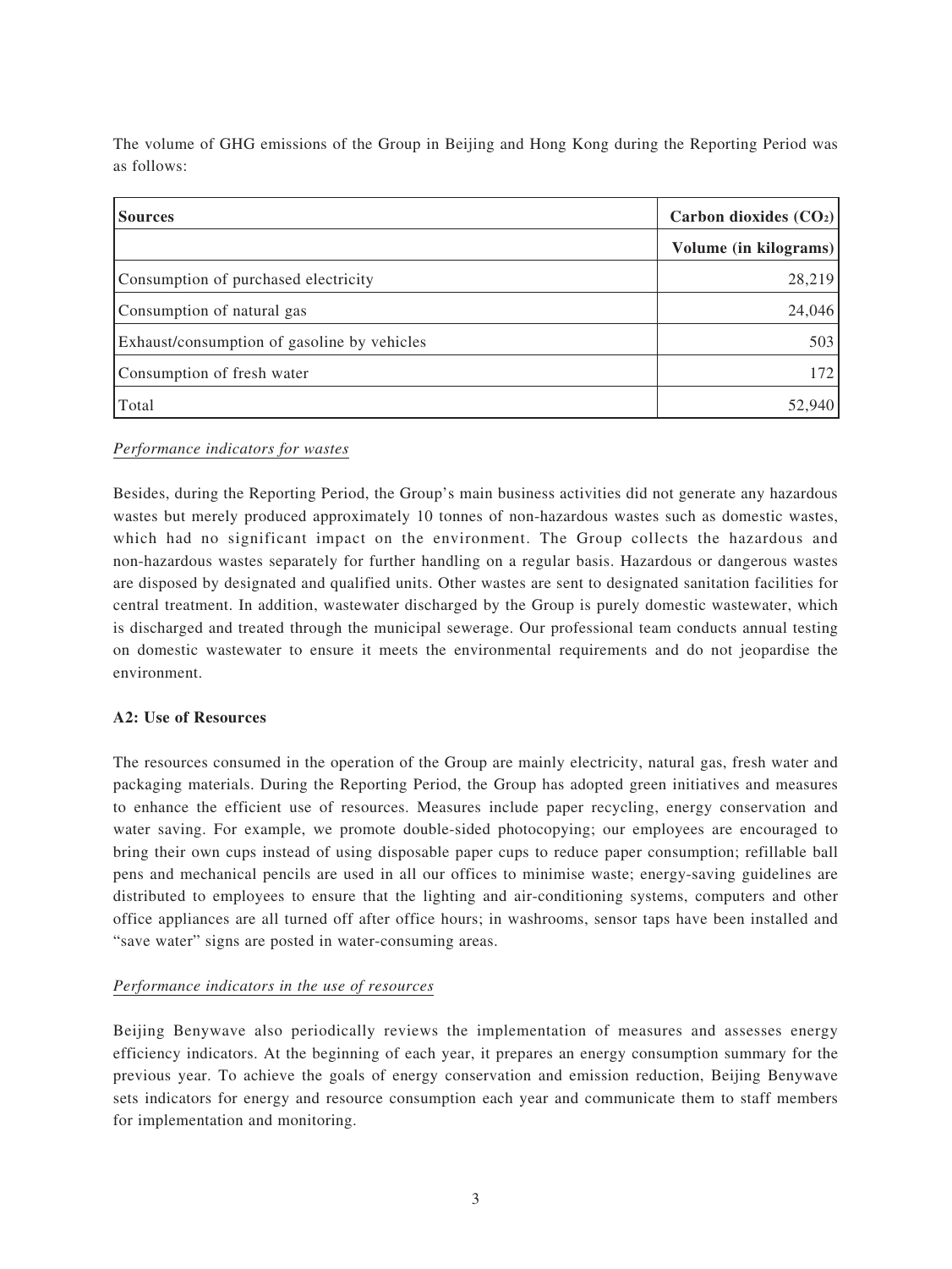The volume of GHG emissions of the Group in Beijing and Hong Kong during the Reporting Period was as follows:

| **Sources** | **Carbon dioxides ($CO_2$)** |
|---|---|
| | **Volume (in kilograms)** |
| Consumption of purchased electricity | 28,219 |
| Consumption of natural gas | 24,046 |
| Exhaust/consumption of gasoline by vehicles | 503 |
| Consumption of fresh water | 172 |
| Total | 52,940 |

*Performance indicators for wastes*

Besides, during the Reporting Period, the Group's main business activities did not generate any hazardous wastes but merely produced approximately 10 tonnes of non-hazardous wastes such as domestic wastes, which had no significant impact on the environment. The Group collects the hazardous and non-hazardous wastes separately for further handling on a regular basis. Hazardous or dangerous wastes are disposed by designated and qualified units. Other wastes are sent to designated sanitation facilities for central treatment. In addition, wastewater discharged by the Group is purely domestic wastewater, which is discharged and treated through the municipal sewerage. Our professional team conducts annual testing on domestic wastewater to ensure it meets the environmental requirements and do not jeopardise the environment.

**A2: Use of Resources**

The resources consumed in the operation of the Group are mainly electricity, natural gas, fresh water and packaging materials. During the Reporting Period, the Group has adopted green initiatives and measures to enhance the efficient use of resources. Measures include paper recycling, energy conservation and water saving. For example, we promote double-sided photocopying; our employees are encouraged to bring their own cups instead of using disposable paper cups to reduce paper consumption; refillable ball pens and mechanical pencils are used in all our offices to minimise waste; energy-saving guidelines are distributed to employees to ensure that the lighting and air-conditioning systems, computers and other office appliances are all turned off after office hours; in washrooms, sensor taps have been installed and "save water" signs are posted in water-consuming areas.

*Performance indicators in the use of resources*

Beijing Benywave also periodically reviews the implementation of measures and assesses energy efficiency indicators. At the beginning of each year, it prepares an energy consumption summary for the previous year. To achieve the goals of energy conservation and emission reduction, Beijing Benywave sets indicators for energy and resource consumption each year and communicate them to staff members for implementation and monitoring.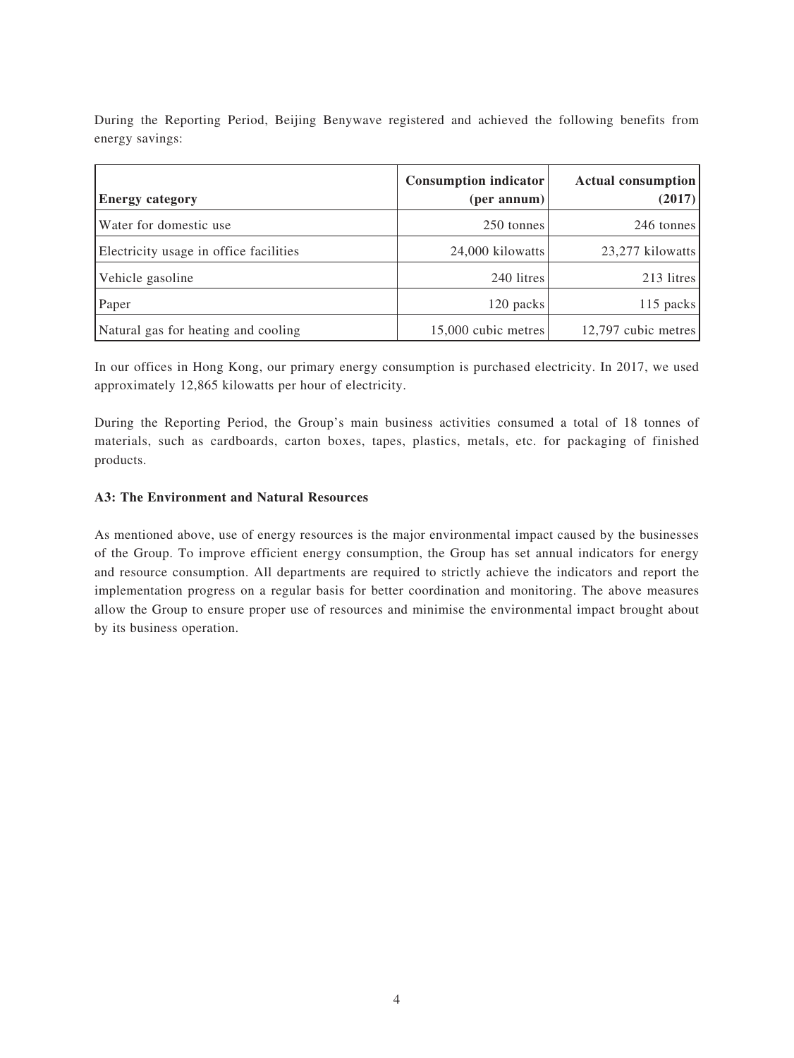During the Reporting Period, Beijing Benywave registered and achieved the following benefits from energy savings:

| Energy category | Consumption indicator (per annum) | Actual consumption (2017) |
|---|---|---|
| Water for domestic use | 250 tonnes | 246 tonnes |
| Electricity usage in office facilities | 24,000 kilowatts | 23,277 kilowatts |
| Vehicle gasoline | 240 litres | 213 litres |
| Paper | 120 packs | 115 packs |
| Natural gas for heating and cooling | 15,000 cubic metres | 12,797 cubic metres |

In our offices in Hong Kong, our primary energy consumption is purchased electricity. In 2017, we used approximately 12,865 kilowatts per hour of electricity.

During the Reporting Period, the Group's main business activities consumed a total of 18 tonnes of materials, such as cardboards, carton boxes, tapes, plastics, metals, etc. for packaging of finished products.

**A3: The Environment and Natural Resources**

As mentioned above, use of energy resources is the major environmental impact caused by the businesses of the Group. To improve efficient energy consumption, the Group has set annual indicators for energy and resource consumption. All departments are required to strictly achieve the indicators and report the implementation progress on a regular basis for better coordination and monitoring. The above measures allow the Group to ensure proper use of resources and minimise the environmental impact brought about by its business operation.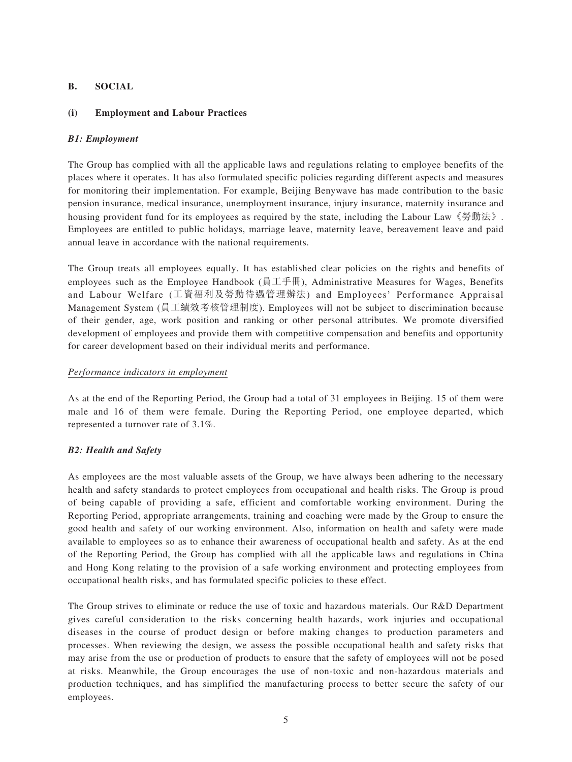## B. SOCIAL

### (i) Employment and Labour Practices

#### *B1: Employment*

The Group has complied with all the applicable laws and regulations relating to employee benefits of the places where it operates. It has also formulated specific policies regarding different aspects and measures for monitoring their implementation. For example, Beijing Benywave has made contribution to the basic pension insurance, medical insurance, unemployment insurance, injury insurance, maternity insurance and housing provident fund for its employees as required by the state, including the Labour Law《勞動法》. Employees are entitled to public holidays, marriage leave, maternity leave, bereavement leave and paid annual leave in accordance with the national requirements.

The Group treats all employees equally. It has established clear policies on the rights and benefits of employees such as the Employee Handbook (員工手冊), Administrative Measures for Wages, Benefits and Labour Welfare (工資福利及勞動待遇管理辦法) and Employees' Performance Appraisal Management System (員工績效考核管理制度). Employees will not be subject to discrimination because of their gender, age, work position and ranking or other personal attributes. We promote diversified development of employees and provide them with competitive compensation and benefits and opportunity for career development based on their individual merits and performance.

<u>*Performance indicators in employment*</u>

As at the end of the Reporting Period, the Group had a total of 31 employees in Beijing. 15 of them were male and 16 of them were female. During the Reporting Period, one employee departed, which represented a turnover rate of 3.1%.

#### *B2: Health and Safety*

As employees are the most valuable assets of the Group, we have always been adhering to the necessary health and safety standards to protect employees from occupational and health risks. The Group is proud of being capable of providing a safe, efficient and comfortable working environment. During the Reporting Period, appropriate arrangements, training and coaching were made by the Group to ensure the good health and safety of our working environment. Also, information on health and safety were made available to employees so as to enhance their awareness of occupational health and safety. As at the end of the Reporting Period, the Group has complied with all the applicable laws and regulations in China and Hong Kong relating to the provision of a safe working environment and protecting employees from occupational health risks, and has formulated specific policies to these effect.

The Group strives to eliminate or reduce the use of toxic and hazardous materials. Our R&D Department gives careful consideration to the risks concerning health hazards, work injuries and occupational diseases in the course of product design or before making changes to production parameters and processes. When reviewing the design, we assess the possible occupational health and safety risks that may arise from the use or production of products to ensure that the safety of employees will not be posed at risks. Meanwhile, the Group encourages the use of non-toxic and non-hazardous materials and production techniques, and has simplified the manufacturing process to better secure the safety of our employees.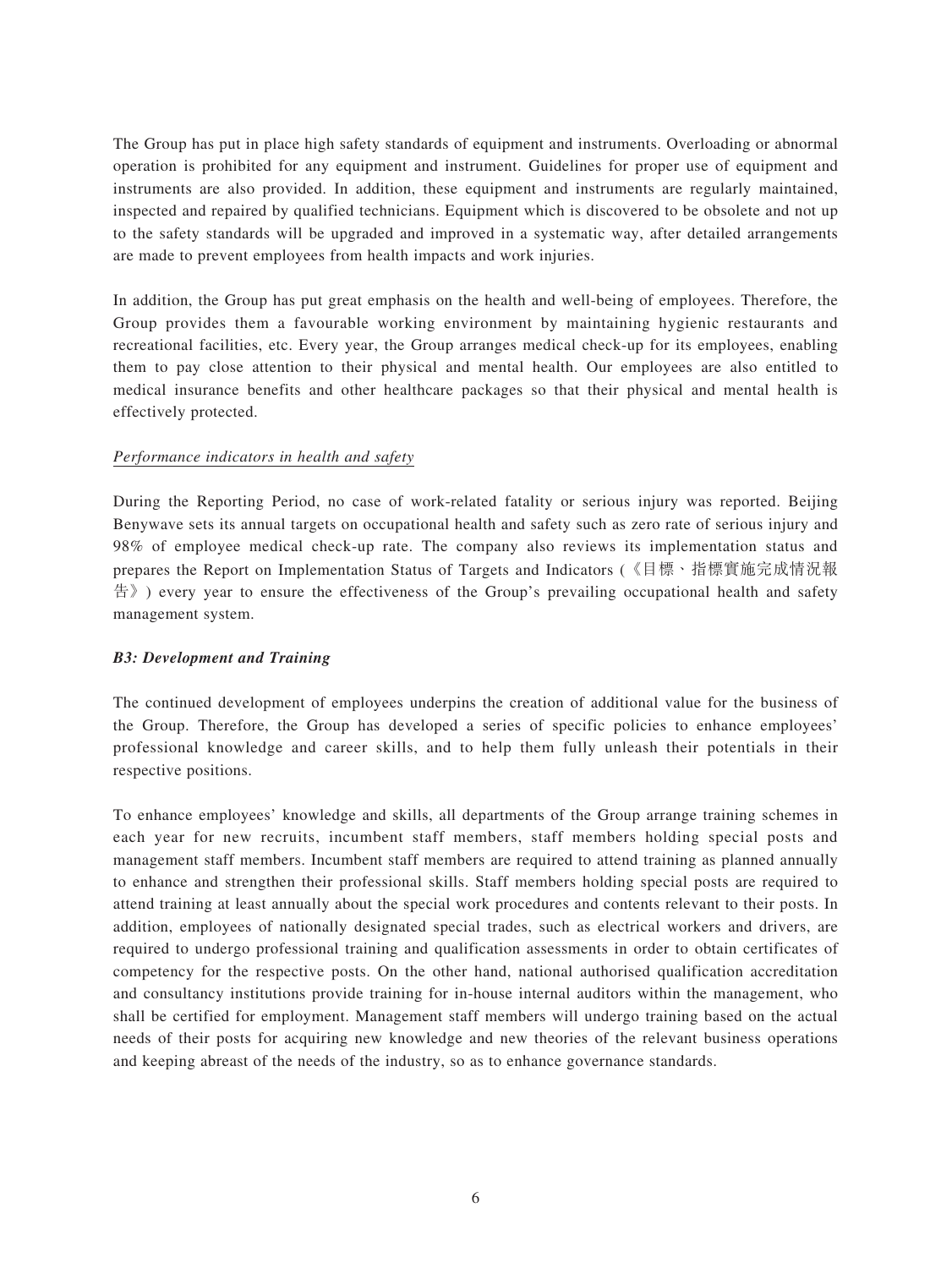The Group has put in place high safety standards of equipment and instruments. Overloading or abnormal operation is prohibited for any equipment and instrument. Guidelines for proper use of equipment and instruments are also provided. In addition, these equipment and instruments are regularly maintained, inspected and repaired by qualified technicians. Equipment which is discovered to be obsolete and not up to the safety standards will be upgraded and improved in a systematic way, after detailed arrangements are made to prevent employees from health impacts and work injuries.

In addition, the Group has put great emphasis on the health and well-being of employees. Therefore, the Group provides them a favourable working environment by maintaining hygienic restaurants and recreational facilities, etc. Every year, the Group arranges medical check-up for its employees, enabling them to pay close attention to their physical and mental health. Our employees are also entitled to medical insurance benefits and other healthcare packages so that their physical and mental health is effectively protected.

*Performance indicators in health and safety*

During the Reporting Period, no case of work-related fatality or serious injury was reported. Beijing Benywave sets its annual targets on occupational health and safety such as zero rate of serious injury and 98% of employee medical check-up rate. The company also reviews its implementation status and prepares the Report on Implementation Status of Targets and Indicators (《目標、指標實施完成情況報告》) every year to ensure the effectiveness of the Group's prevailing occupational health and safety management system.

***B3: Development and Training***

The continued development of employees underpins the creation of additional value for the business of the Group. Therefore, the Group has developed a series of specific policies to enhance employees' professional knowledge and career skills, and to help them fully unleash their potentials in their respective positions.

To enhance employees' knowledge and skills, all departments of the Group arrange training schemes in each year for new recruits, incumbent staff members, staff members holding special posts and management staff members. Incumbent staff members are required to attend training as planned annually to enhance and strengthen their professional skills. Staff members holding special posts are required to attend training at least annually about the special work procedures and contents relevant to their posts. In addition, employees of nationally designated special trades, such as electrical workers and drivers, are required to undergo professional training and qualification assessments in order to obtain certificates of competency for the respective posts. On the other hand, national authorised qualification accreditation and consultancy institutions provide training for in-house internal auditors within the management, who shall be certified for employment. Management staff members will undergo training based on the actual needs of their posts for acquiring new knowledge and new theories of the relevant business operations and keeping abreast of the needs of the industry, so as to enhance governance standards.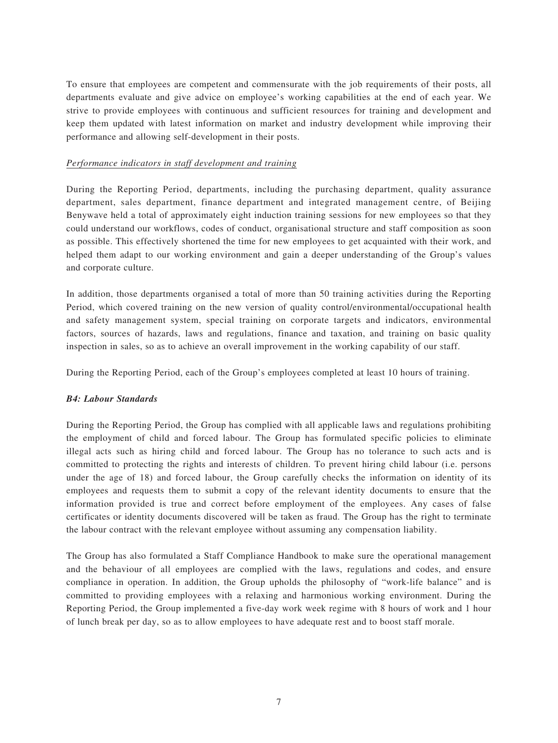To ensure that employees are competent and commensurate with the job requirements of their posts, all departments evaluate and give advice on employee's working capabilities at the end of each year. We strive to provide employees with continuous and sufficient resources for training and development and keep them updated with latest information on market and industry development while improving their performance and allowing self-development in their posts.

*Performance indicators in staff development and training*

During the Reporting Period, departments, including the purchasing department, quality assurance department, sales department, finance department and integrated management centre, of Beijing Benywave held a total of approximately eight induction training sessions for new employees so that they could understand our workflows, codes of conduct, organisational structure and staff composition as soon as possible. This effectively shortened the time for new employees to get acquainted with their work, and helped them adapt to our working environment and gain a deeper understanding of the Group's values and corporate culture.

In addition, those departments organised a total of more than 50 training activities during the Reporting Period, which covered training on the new version of quality control/environmental/occupational health and safety management system, special training on corporate targets and indicators, environmental factors, sources of hazards, laws and regulations, finance and taxation, and training on basic quality inspection in sales, so as to achieve an overall improvement in the working capability of our staff.

During the Reporting Period, each of the Group's employees completed at least 10 hours of training.

***B4: Labour Standards***

During the Reporting Period, the Group has complied with all applicable laws and regulations prohibiting the employment of child and forced labour. The Group has formulated specific policies to eliminate illegal acts such as hiring child and forced labour. The Group has no tolerance to such acts and is committed to protecting the rights and interests of children. To prevent hiring child labour (i.e. persons under the age of 18) and forced labour, the Group carefully checks the information on identity of its employees and requests them to submit a copy of the relevant identity documents to ensure that the information provided is true and correct before employment of the employees. Any cases of false certificates or identity documents discovered will be taken as fraud. The Group has the right to terminate the labour contract with the relevant employee without assuming any compensation liability.

The Group has also formulated a Staff Compliance Handbook to make sure the operational management and the behaviour of all employees are complied with the laws, regulations and codes, and ensure compliance in operation. In addition, the Group upholds the philosophy of "work-life balance" and is committed to providing employees with a relaxing and harmonious working environment. During the Reporting Period, the Group implemented a five-day work week regime with 8 hours of work and 1 hour of lunch break per day, so as to allow employees to have adequate rest and to boost staff morale.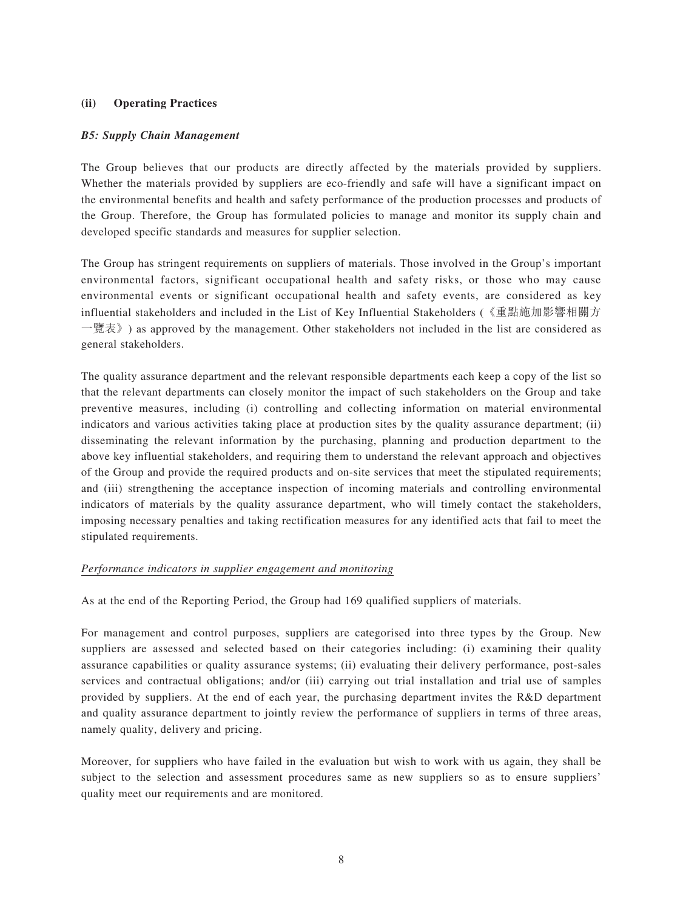### (ii) Operating Practices

#### *B5: Supply Chain Management*

The Group believes that our products are directly affected by the materials provided by suppliers. Whether the materials provided by suppliers are eco-friendly and safe will have a significant impact on the environmental benefits and health and safety performance of the production processes and products of the Group. Therefore, the Group has formulated policies to manage and monitor its supply chain and developed specific standards and measures for supplier selection.

The Group has stringent requirements on suppliers of materials. Those involved in the Group's important environmental factors, significant occupational health and safety risks, or those who may cause environmental events or significant occupational health and safety events, are considered as key influential stakeholders and included in the List of Key Influential Stakeholders (《重點施加影響相關方一覽表》) as approved by the management. Other stakeholders not included in the list are considered as general stakeholders.

The quality assurance department and the relevant responsible departments each keep a copy of the list so that the relevant departments can closely monitor the impact of such stakeholders on the Group and take preventive measures, including (i) controlling and collecting information on material environmental indicators and various activities taking place at production sites by the quality assurance department; (ii) disseminating the relevant information by the purchasing, planning and production department to the above key influential stakeholders, and requiring them to understand the relevant approach and objectives of the Group and provide the required products and on-site services that meet the stipulated requirements; and (iii) strengthening the acceptance inspection of incoming materials and controlling environmental indicators of materials by the quality assurance department, who will timely contact the stakeholders, imposing necessary penalties and taking rectification measures for any identified acts that fail to meet the stipulated requirements.

*Performance indicators in supplier engagement and monitoring*

As at the end of the Reporting Period, the Group had 169 qualified suppliers of materials.

For management and control purposes, suppliers are categorised into three types by the Group. New suppliers are assessed and selected based on their categories including: (i) examining their quality assurance capabilities or quality assurance systems; (ii) evaluating their delivery performance, post-sales services and contractual obligations; and/or (iii) carrying out trial installation and trial use of samples provided by suppliers. At the end of each year, the purchasing department invites the R&D department and quality assurance department to jointly review the performance of suppliers in terms of three areas, namely quality, delivery and pricing.

Moreover, for suppliers who have failed in the evaluation but wish to work with us again, they shall be subject to the selection and assessment procedures same as new suppliers so as to ensure suppliers' quality meet our requirements and are monitored.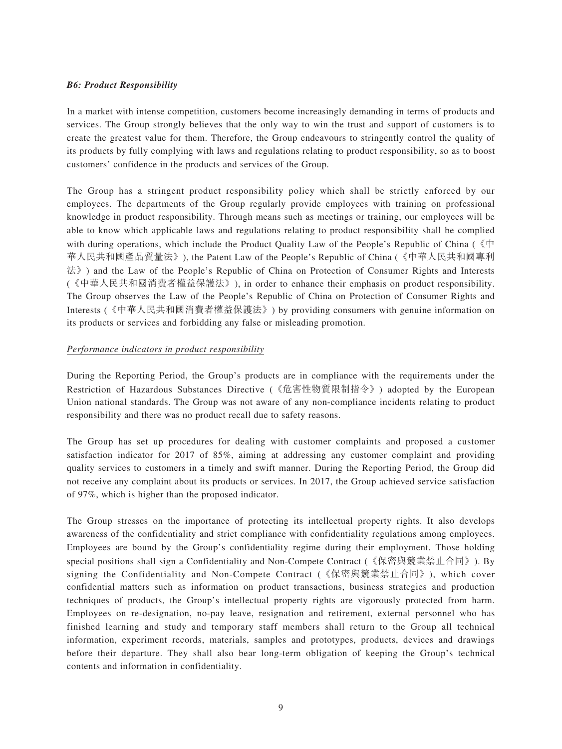***B6: Product Responsibility***

In a market with intense competition, customers become increasingly demanding in terms of products and services. The Group strongly believes that the only way to win the trust and support of customers is to create the greatest value for them. Therefore, the Group endeavours to stringently control the quality of its products by fully complying with laws and regulations relating to product responsibility, so as to boost customers' confidence in the products and services of the Group.

The Group has a stringent product responsibility policy which shall be strictly enforced by our employees. The departments of the Group regularly provide employees with training on professional knowledge in product responsibility. Through means such as meetings or training, our employees will be able to know which applicable laws and regulations relating to product responsibility shall be complied with during operations, which include the Product Quality Law of the People's Republic of China (《中華人民共和國產品質量法》), the Patent Law of the People's Republic of China (《中華人民共和國專利法》) and the Law of the People's Republic of China on Protection of Consumer Rights and Interests (《中華人民共和國消費者權益保護法》), in order to enhance their emphasis on product responsibility. The Group observes the Law of the People's Republic of China on Protection of Consumer Rights and Interests (《中華人民共和國消費者權益保護法》) by providing consumers with genuine information on its products or services and forbidding any false or misleading promotion.

*Performance indicators in product responsibility*

During the Reporting Period, the Group's products are in compliance with the requirements under the Restriction of Hazardous Substances Directive (《危害性物質限制指令》) adopted by the European Union national standards. The Group was not aware of any non-compliance incidents relating to product responsibility and there was no product recall due to safety reasons.

The Group has set up procedures for dealing with customer complaints and proposed a customer satisfaction indicator for 2017 of 85%, aiming at addressing any customer complaint and providing quality services to customers in a timely and swift manner. During the Reporting Period, the Group did not receive any complaint about its products or services. In 2017, the Group achieved service satisfaction of 97%, which is higher than the proposed indicator.

The Group stresses on the importance of protecting its intellectual property rights. It also develops awareness of the confidentiality and strict compliance with confidentiality regulations among employees. Employees are bound by the Group's confidentiality regime during their employment. Those holding special positions shall sign a Confidentiality and Non-Compete Contract (《保密與競業禁止合同》). By signing the Confidentiality and Non-Compete Contract (《保密與競業禁止合同》), which cover confidential matters such as information on product transactions, business strategies and production techniques of products, the Group's intellectual property rights are vigorously protected from harm. Employees on re-designation, no-pay leave, resignation and retirement, external personnel who has finished learning and study and temporary staff members shall return to the Group all technical information, experiment records, materials, samples and prototypes, products, devices and drawings before their departure. They shall also bear long-term obligation of keeping the Group's technical contents and information in confidentiality.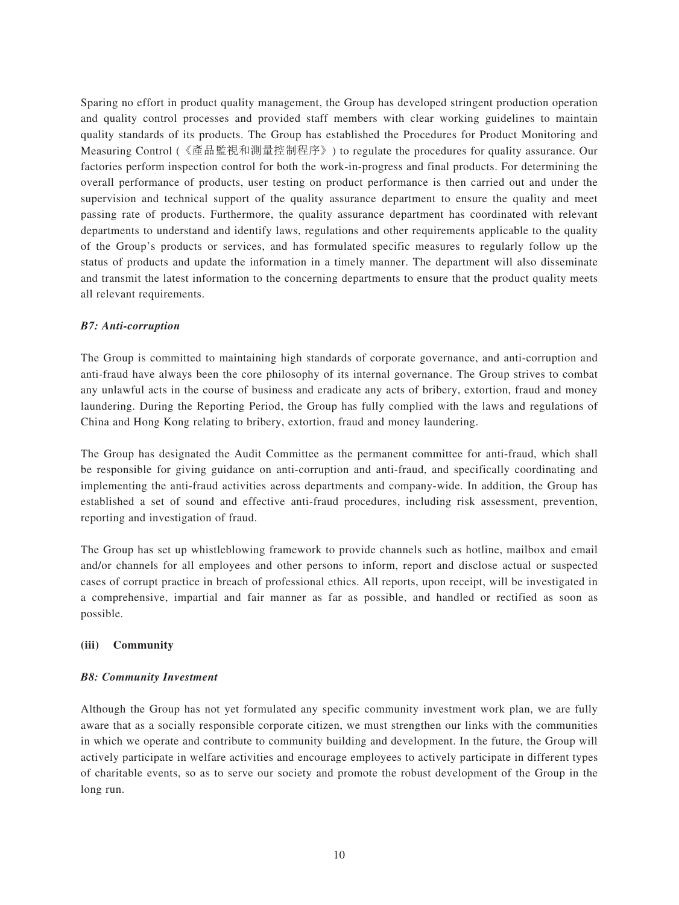Sparing no effort in product quality management, the Group has developed stringent production operation and quality control processes and provided staff members with clear working guidelines to maintain quality standards of its products. The Group has established the Procedures for Product Monitoring and Measuring Control (《產品監視和測量控制程序》) to regulate the procedures for quality assurance. Our factories perform inspection control for both the work-in-progress and final products. For determining the overall performance of products, user testing on product performance is then carried out and under the supervision and technical support of the quality assurance department to ensure the quality and meet passing rate of products. Furthermore, the quality assurance department has coordinated with relevant departments to understand and identify laws, regulations and other requirements applicable to the quality of the Group's products or services, and has formulated specific measures to regularly follow up the status of products and update the information in a timely manner. The department will also disseminate and transmit the latest information to the concerning departments to ensure that the product quality meets all relevant requirements.

***B7: Anti-corruption***

The Group is committed to maintaining high standards of corporate governance, and anti-corruption and anti-fraud have always been the core philosophy of its internal governance. The Group strives to combat any unlawful acts in the course of business and eradicate any acts of bribery, extortion, fraud and money laundering. During the Reporting Period, the Group has fully complied with the laws and regulations of China and Hong Kong relating to bribery, extortion, fraud and money laundering.

The Group has designated the Audit Committee as the permanent committee for anti-fraud, which shall be responsible for giving guidance on anti-corruption and anti-fraud, and specifically coordinating and implementing the anti-fraud activities across departments and company-wide. In addition, the Group has established a set of sound and effective anti-fraud procedures, including risk assessment, prevention, reporting and investigation of fraud.

The Group has set up whistleblowing framework to provide channels such as hotline, mailbox and email and/or channels for all employees and other persons to inform, report and disclose actual or suspected cases of corrupt practice in breach of professional ethics. All reports, upon receipt, will be investigated in a comprehensive, impartial and fair manner as far as possible, and handled or rectified as soon as possible.

**(iii) Community**

***B8: Community Investment***

Although the Group has not yet formulated any specific community investment work plan, we are fully aware that as a socially responsible corporate citizen, we must strengthen our links with the communities in which we operate and contribute to community building and development. In the future, the Group will actively participate in welfare activities and encourage employees to actively participate in different types of charitable events, so as to serve our society and promote the robust development of the Group in the long run.